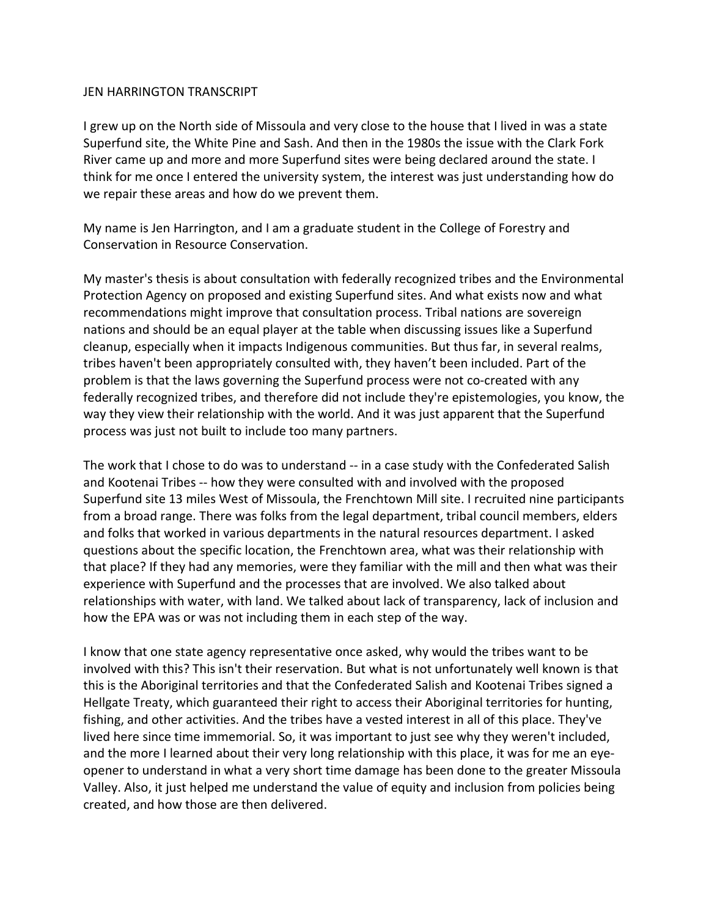JEN HARRINGTON TRANSCRIPT

I grew up on the North side of Missoula and very close to the house that I lived in was a state Superfund site, the White Pine and Sash. And then in the 1980s the issue with the Clark Fork River came up and more and more Superfund sites were being declared around the state. I think for me once I entered the university system, the interest was just understanding how do we repair these areas and how do we prevent them.

My name is Jen Harrington, and I am a graduate student in the College of Forestry and Conservation in Resource Conservation.

My master's thesis is about consultation with federally recognized tribes and the Environmental Protection Agency on proposed and existing Superfund sites. And what exists now and what recommendations might improve that consultation process. Tribal nations are sovereign nations and should be an equal player at the table when discussing issues like a Superfund cleanup, especially when it impacts Indigenous communities. But thus far, in several realms, tribes haven't been appropriately consulted with, they haven't been included. Part of the problem is that the laws governing the Superfund process were not co-created with any federally recognized tribes, and therefore did not include they're epistemologies, you know, the way they view their relationship with the world. And it was just apparent that the Superfund process was just not built to include too many partners.

The work that I chose to do was to understand -- in a case study with the Confederated Salish and Kootenai Tribes -- how they were consulted with and involved with the proposed Superfund site 13 miles West of Missoula, the Frenchtown Mill site. I recruited nine participants from a broad range. There was folks from the legal department, tribal council members, elders and folks that worked in various departments in the natural resources department. I asked questions about the specific location, the Frenchtown area, what was their relationship with that place? If they had any memories, were they familiar with the mill and then what was their experience with Superfund and the processes that are involved. We also talked about relationships with water, with land. We talked about lack of transparency, lack of inclusion and how the EPA was or was not including them in each step of the way.

I know that one state agency representative once asked, why would the tribes want to be involved with this? This isn't their reservation. But what is not unfortunately well known is that this is the Aboriginal territories and that the Confederated Salish and Kootenai Tribes signed a Hellgate Treaty, which guaranteed their right to access their Aboriginal territories for hunting, fishing, and other activities. And the tribes have a vested interest in all of this place. They've lived here since time immemorial. So, it was important to just see why they weren't included, and the more I learned about their very long relationship with this place, it was for me an eye-opener to understand in what a very short time damage has been done to the greater Missoula Valley. Also, it just helped me understand the value of equity and inclusion from policies being created, and how those are then delivered.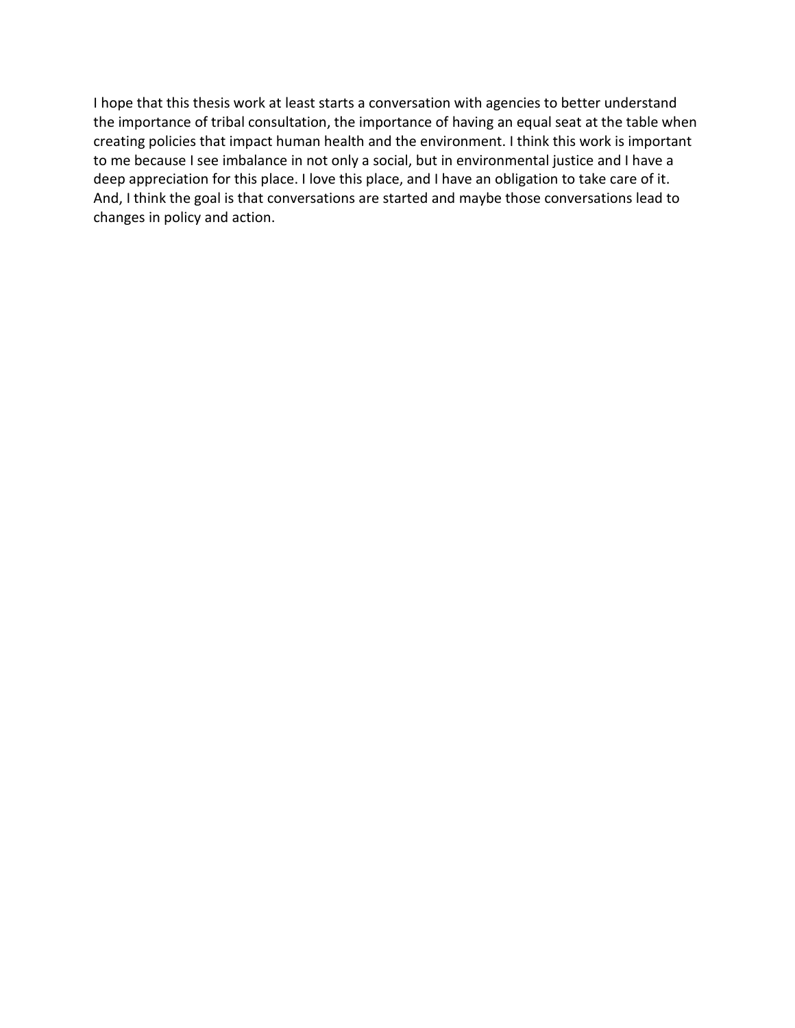I hope that this thesis work at least starts a conversation with agencies to better understand the importance of tribal consultation, the importance of having an equal seat at the table when creating policies that impact human health and the environment. I think this work is important to me because I see imbalance in not only a social, but in environmental justice and I have a deep appreciation for this place. I love this place, and I have an obligation to take care of it. And, I think the goal is that conversations are started and maybe those conversations lead to changes in policy and action.